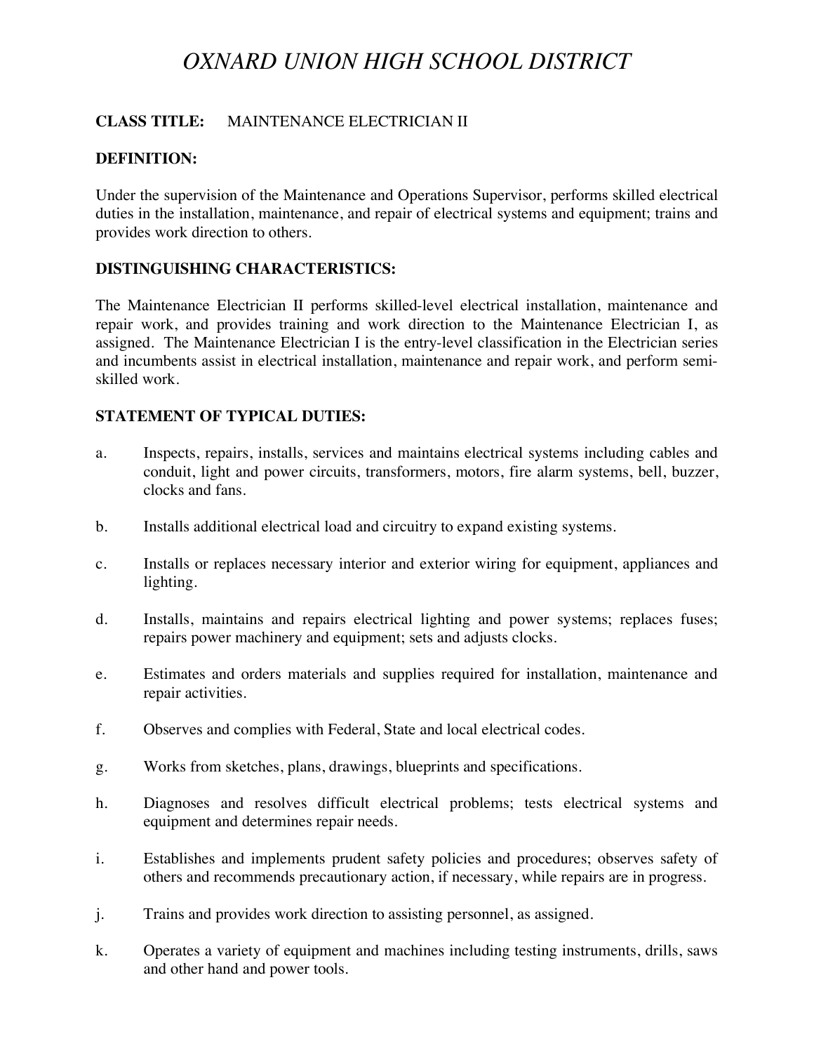# *OXNARD UNION HIGH SCHOOL DISTRICT*

**CLASS TITLE:** MAINTENANCE ELECTRICIAN II

**DEFINITION:**

Under the supervision of the Maintenance and Operations Supervisor, performs skilled electrical duties in the installation, maintenance, and repair of electrical systems and equipment; trains and provides work direction to others.

**DISTINGUISHING CHARACTERISTICS:**

The Maintenance Electrician II performs skilled-level electrical installation, maintenance and repair work, and provides training and work direction to the Maintenance Electrician I, as assigned. The Maintenance Electrician I is the entry-level classification in the Electrician series and incumbents assist in electrical installation, maintenance and repair work, and perform semi-skilled work.

**STATEMENT OF TYPICAL DUTIES:**

a. Inspects, repairs, installs, services and maintains electrical systems including cables and conduit, light and power circuits, transformers, motors, fire alarm systems, bell, buzzer, clocks and fans.

b. Installs additional electrical load and circuitry to expand existing systems.

c. Installs or replaces necessary interior and exterior wiring for equipment, appliances and lighting.

d. Installs, maintains and repairs electrical lighting and power systems; replaces fuses; repairs power machinery and equipment; sets and adjusts clocks.

e. Estimates and orders materials and supplies required for installation, maintenance and repair activities.

f. Observes and complies with Federal, State and local electrical codes.

g. Works from sketches, plans, drawings, blueprints and specifications.

h. Diagnoses and resolves difficult electrical problems; tests electrical systems and equipment and determines repair needs.

i. Establishes and implements prudent safety policies and procedures; observes safety of others and recommends precautionary action, if necessary, while repairs are in progress.

j. Trains and provides work direction to assisting personnel, as assigned.

k. Operates a variety of equipment and machines including testing instruments, drills, saws and other hand and power tools.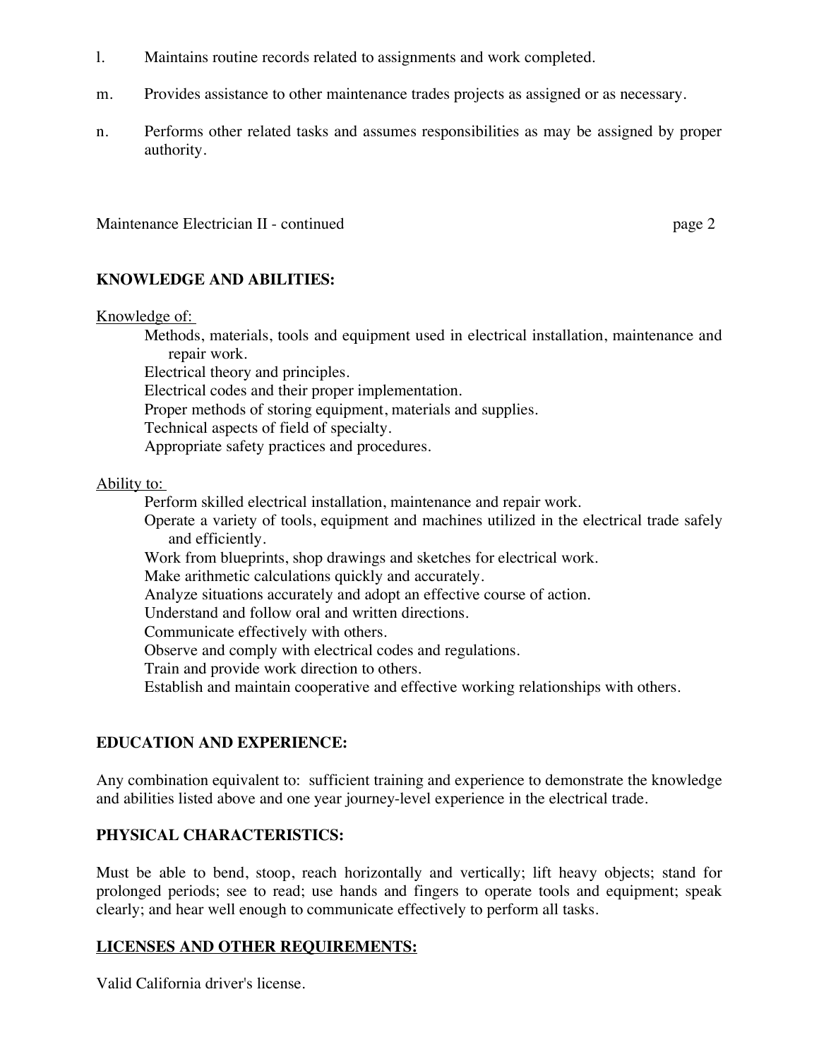l. Maintains routine records related to assignments and work completed.

m. Provides assistance to other maintenance trades projects as assigned or as necessary.

n. Performs other related tasks and assumes responsibilities as may be assigned by proper authority.

## KNOWLEDGE AND ABILITIES:

Knowledge of:

- Methods, materials, tools and equipment used in electrical installation, maintenance and repair work.
- Electrical theory and principles.
- Electrical codes and their proper implementation.
- Proper methods of storing equipment, materials and supplies.
- Technical aspects of field of specialty.
- Appropriate safety practices and procedures.

Ability to:

- Perform skilled electrical installation, maintenance and repair work.
- Operate a variety of tools, equipment and machines utilized in the electrical trade safely and efficiently.
- Work from blueprints, shop drawings and sketches for electrical work.
- Make arithmetic calculations quickly and accurately.
- Analyze situations accurately and adopt an effective course of action.
- Understand and follow oral and written directions.
- Communicate effectively with others.
- Observe and comply with electrical codes and regulations.
- Train and provide work direction to others.
- Establish and maintain cooperative and effective working relationships with others.

## EDUCATION AND EXPERIENCE:

Any combination equivalent to: sufficient training and experience to demonstrate the knowledge and abilities listed above and one year journey-level experience in the electrical trade.

## PHYSICAL CHARACTERISTICS:

Must be able to bend, stoop, reach horizontally and vertically; lift heavy objects; stand for prolonged periods; see to read; use hands and fingers to operate tools and equipment; speak clearly; and hear well enough to communicate effectively to perform all tasks.

## LICENSES AND OTHER REQUIREMENTS:

Valid California driver's license.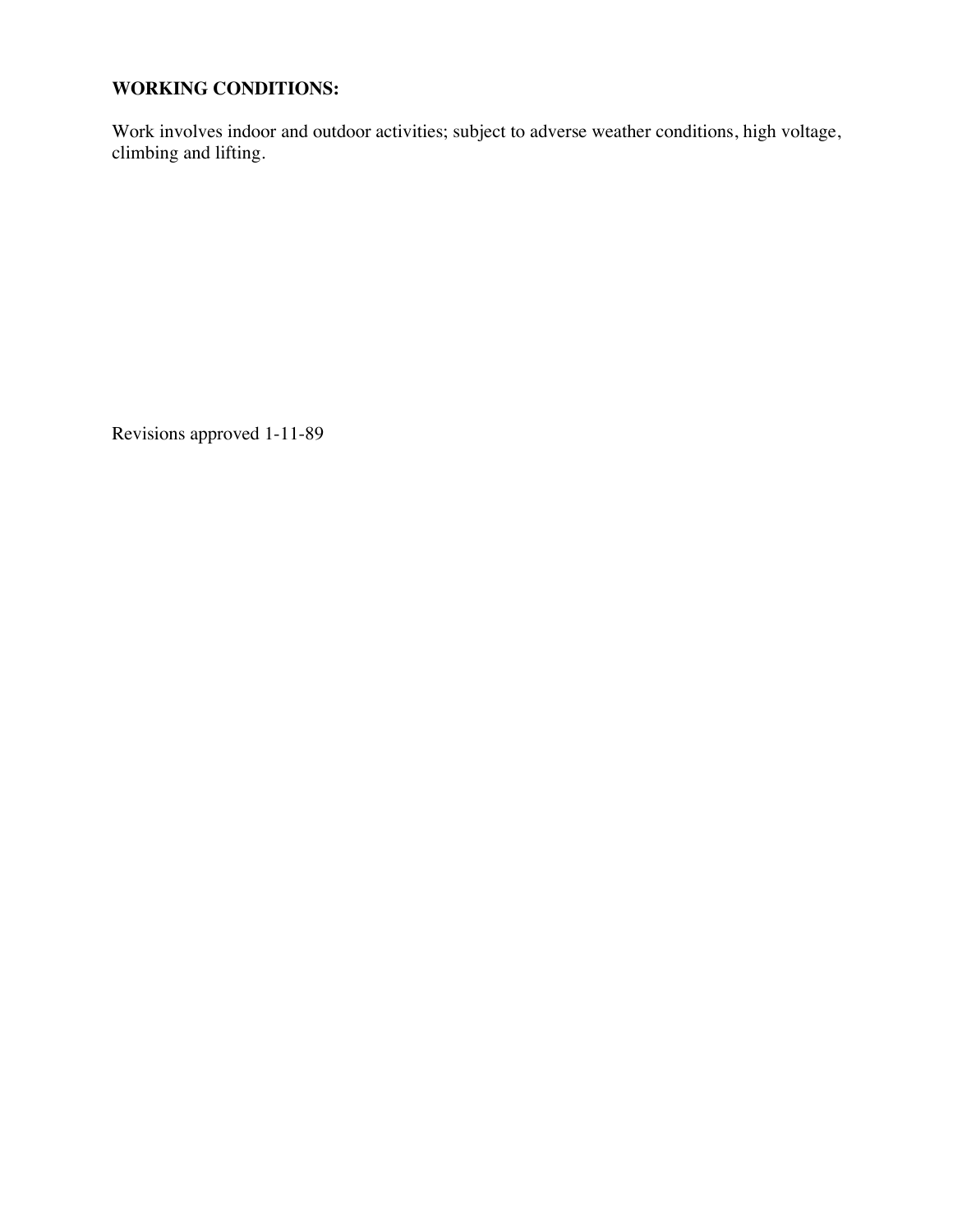**WORKING CONDITIONS:**

Work involves indoor and outdoor activities; subject to adverse weather conditions, high voltage, climbing and lifting.

Revisions approved 1-11-89